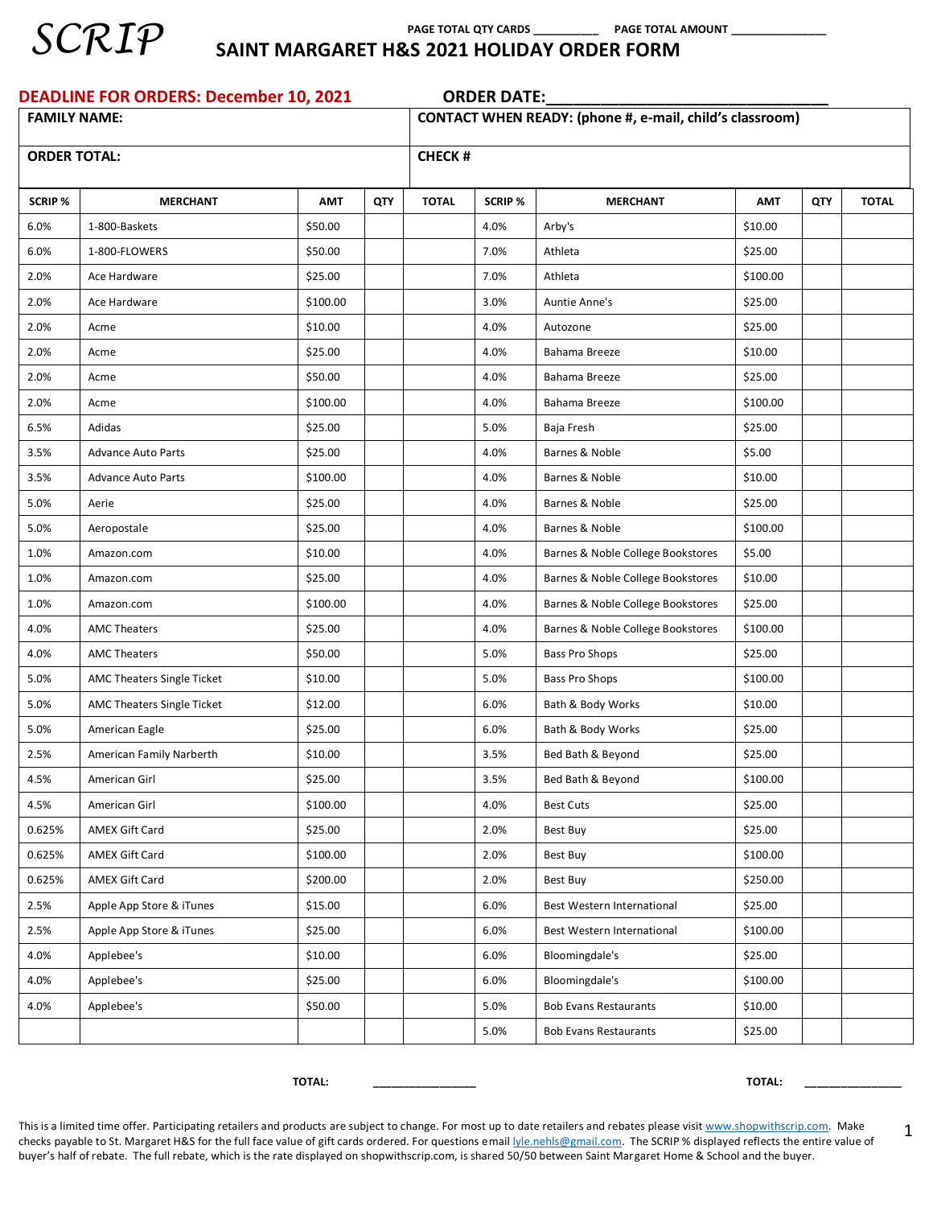SCRIP

PAGE TOTAL QTY CARDS ___________ PAGE TOTAL AMOUNT _______________

# SAINT MARGARET H&S 2021 HOLIDAY ORDER FORM

**DEADLINE FOR ORDERS: December 10, 2021** **ORDER DATE:**_________________________________

| FAMILY NAME: | CONTACT WHEN READY: (phone #, e-mail, child's classroom) |
|---|---|
| ORDER TOTAL: | CHECK # |

| SCRIP % | MERCHANT | AMT | QTY | TOTAL | SCRIP % | MERCHANT | AMT | QTY | TOTAL |
|---|---|---|---|---|---|---|---|---|---|
| 6.0% | 1-800-Baskets | $50.00 | | | 4.0% | Arby's | $10.00 | | |
| 6.0% | 1-800-FLOWERS | $50.00 | | | 7.0% | Athleta | $25.00 | | |
| 2.0% | Ace Hardware | $25.00 | | | 7.0% | Athleta | $100.00 | | |
| 2.0% | Ace Hardware | $100.00 | | | 3.0% | Auntie Anne's | $25.00 | | |
| 2.0% | Acme | $10.00 | | | 4.0% | Autozone | $25.00 | | |
| 2.0% | Acme | $25.00 | | | 4.0% | Bahama Breeze | $10.00 | | |
| 2.0% | Acme | $50.00 | | | 4.0% | Bahama Breeze | $25.00 | | |
| 2.0% | Acme | $100.00 | | | 4.0% | Bahama Breeze | $100.00 | | |
| 6.5% | Adidas | $25.00 | | | 5.0% | Baja Fresh | $25.00 | | |
| 3.5% | Advance Auto Parts | $25.00 | | | 4.0% | Barnes & Noble | $5.00 | | |
| 3.5% | Advance Auto Parts | $100.00 | | | 4.0% | Barnes & Noble | $10.00 | | |
| 5.0% | Aerie | $25.00 | | | 4.0% | Barnes & Noble | $25.00 | | |
| 5.0% | Aeropostale | $25.00 | | | 4.0% | Barnes & Noble | $100.00 | | |
| 1.0% | Amazon.com | $10.00 | | | 4.0% | Barnes & Noble College Bookstores | $5.00 | | |
| 1.0% | Amazon.com | $25.00 | | | 4.0% | Barnes & Noble College Bookstores | $10.00 | | |
| 1.0% | Amazon.com | $100.00 | | | 4.0% | Barnes & Noble College Bookstores | $25.00 | | |
| 4.0% | AMC Theaters | $25.00 | | | 4.0% | Barnes & Noble College Bookstores | $100.00 | | |
| 4.0% | AMC Theaters | $50.00 | | | 5.0% | Bass Pro Shops | $25.00 | | |
| 5.0% | AMC Theaters Single Ticket | $10.00 | | | 5.0% | Bass Pro Shops | $100.00 | | |
| 5.0% | AMC Theaters Single Ticket | $12.00 | | | 6.0% | Bath & Body Works | $10.00 | | |
| 5.0% | American Eagle | $25.00 | | | 6.0% | Bath & Body Works | $25.00 | | |
| 2.5% | American Family Narberth | $10.00 | | | 3.5% | Bed Bath & Beyond | $25.00 | | |
| 4.5% | American Girl | $25.00 | | | 3.5% | Bed Bath & Beyond | $100.00 | | |
| 4.5% | American Girl | $100.00 | | | 4.0% | Best Cuts | $25.00 | | |
| 0.625% | AMEX Gift Card | $25.00 | | | 2.0% | Best Buy | $25.00 | | |
| 0.625% | AMEX Gift Card | $100.00 | | | 2.0% | Best Buy | $100.00 | | |
| 0.625% | AMEX Gift Card | $200.00 | | | 2.0% | Best Buy | $250.00 | | |
| 2.5% | Apple App Store & iTunes | $15.00 | | | 6.0% | Best Western International | $25.00 | | |
| 2.5% | Apple App Store & iTunes | $25.00 | | | 6.0% | Best Western International | $100.00 | | |
| 4.0% | Applebee's | $10.00 | | | 6.0% | Bloomingdale's | $25.00 | | |
| 4.0% | Applebee's | $25.00 | | | 6.0% | Bloomingdale's | $100.00 | | |
| 4.0% | Applebee's | $50.00 | | | 5.0% | Bob Evans Restaurants | $10.00 | | |
| | | | | | 5.0% | Bob Evans Restaurants | $25.00 | | |

**TOTAL:** ________________ **TOTAL:** _______________

This is a limited time offer. Participating retailers and products are subject to change. For most up to date retailers and rebates please visit www.shopwithscrip.com. Make checks payable to St. Margaret H&S for the full face value of gift cards ordered. For questions email lyle.nehls@gmail.com. The SCRIP % displayed reflects the entire value of buyer's half of rebate. The full rebate, which is the rate displayed on shopwithscrip.com, is shared 50/50 between Saint Margaret Home & School and the buyer.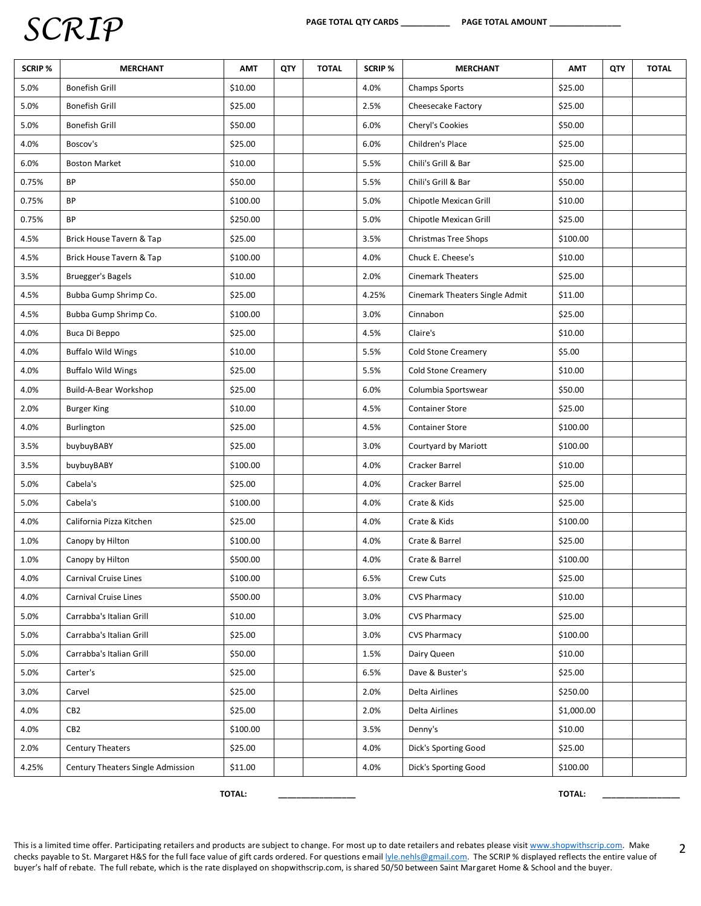# SCRIP

**PAGE TOTAL QTY CARDS** ___________ **PAGE TOTAL AMOUNT** ________________

| SCRIP % | MERCHANT | AMT | QTY | TOTAL | SCRIP % | MERCHANT | AMT | QTY | TOTAL |
|---|---|---|---|---|---|---|---|---|---|
| 5.0% | Bonefish Grill | $10.00 | | | 4.0% | Champs Sports | $25.00 | | |
| 5.0% | Bonefish Grill | $25.00 | | | 2.5% | Cheesecake Factory | $25.00 | | |
| 5.0% | Bonefish Grill | $50.00 | | | 6.0% | Cheryl's Cookies | $50.00 | | |
| 4.0% | Boscov's | $25.00 | | | 6.0% | Children's Place | $25.00 | | |
| 6.0% | Boston Market | $10.00 | | | 5.5% | Chili's Grill & Bar | $25.00 | | |
| 0.75% | BP | $50.00 | | | 5.5% | Chili's Grill & Bar | $50.00 | | |
| 0.75% | BP | $100.00 | | | 5.0% | Chipotle Mexican Grill | $10.00 | | |
| 0.75% | BP | $250.00 | | | 5.0% | Chipotle Mexican Grill | $25.00 | | |
| 4.5% | Brick House Tavern & Tap | $25.00 | | | 3.5% | Christmas Tree Shops | $100.00 | | |
| 4.5% | Brick House Tavern & Tap | $100.00 | | | 4.0% | Chuck E. Cheese's | $10.00 | | |
| 3.5% | Bruegger's Bagels | $10.00 | | | 2.0% | Cinemark Theaters | $25.00 | | |
| 4.5% | Bubba Gump Shrimp Co. | $25.00 | | | 4.25% | Cinemark Theaters Single Admit | $11.00 | | |
| 4.5% | Bubba Gump Shrimp Co. | $100.00 | | | 3.0% | Cinnabon | $25.00 | | |
| 4.0% | Buca Di Beppo | $25.00 | | | 4.5% | Claire's | $10.00 | | |
| 4.0% | Buffalo Wild Wings | $10.00 | | | 5.5% | Cold Stone Creamery | $5.00 | | |
| 4.0% | Buffalo Wild Wings | $25.00 | | | 5.5% | Cold Stone Creamery | $10.00 | | |
| 4.0% | Build-A-Bear Workshop | $25.00 | | | 6.0% | Columbia Sportswear | $50.00 | | |
| 2.0% | Burger King | $10.00 | | | 4.5% | Container Store | $25.00 | | |
| 4.0% | Burlington | $25.00 | | | 4.5% | Container Store | $100.00 | | |
| 3.5% | buybuyBABY | $25.00 | | | 3.0% | Courtyard by Mariott | $100.00 | | |
| 3.5% | buybuyBABY | $100.00 | | | 4.0% | Cracker Barrel | $10.00 | | |
| 5.0% | Cabela's | $25.00 | | | 4.0% | Cracker Barrel | $25.00 | | |
| 5.0% | Cabela's | $100.00 | | | 4.0% | Crate & Kids | $25.00 | | |
| 4.0% | California Pizza Kitchen | $25.00 | | | 4.0% | Crate & Kids | $100.00 | | |
| 1.0% | Canopy by Hilton | $100.00 | | | 4.0% | Crate & Barrel | $25.00 | | |
| 1.0% | Canopy by Hilton | $500.00 | | | 4.0% | Crate & Barrel | $100.00 | | |
| 4.0% | Carnival Cruise Lines | $100.00 | | | 6.5% | Crew Cuts | $25.00 | | |
| 4.0% | Carnival Cruise Lines | $500.00 | | | 3.0% | CVS Pharmacy | $10.00 | | |
| 5.0% | Carrabba's Italian Grill | $10.00 | | | 3.0% | CVS Pharmacy | $25.00 | | |
| 5.0% | Carrabba's Italian Grill | $25.00 | | | 3.0% | CVS Pharmacy | $100.00 | | |
| 5.0% | Carrabba's Italian Grill | $50.00 | | | 1.5% | Dairy Queen | $10.00 | | |
| 5.0% | Carter's | $25.00 | | | 6.5% | Dave & Buster's | $25.00 | | |
| 3.0% | Carvel | $25.00 | | | 2.0% | Delta Airlines | $250.00 | | |
| 4.0% | CB2 | $25.00 | | | 2.0% | Delta Airlines | $1,000.00 | | |
| 4.0% | CB2 | $100.00 | | | 3.5% | Denny's | $10.00 | | |
| 2.0% | Century Theaters | $25.00 | | | 4.0% | Dick's Sporting Good | $25.00 | | |
| 4.25% | Century Theaters Single Admission | $11.00 | | | 4.0% | Dick's Sporting Good | $100.00 | | |

**TOTAL:** ________________ **TOTAL:** ________________

This is a limited time offer. Participating retailers and products are subject to change. For most up to date retailers and rebates please visit www.shopwithscrip.com. Make checks payable to St. Margaret H&S for the full face value of gift cards ordered. For questions email lyle.nehls@gmail.com. The SCRIP % displayed reflects the entire value of buyer's half of rebate. The full rebate, which is the rate displayed on shopwithscrip.com, is shared 50/50 between Saint Margaret Home & School and the buyer.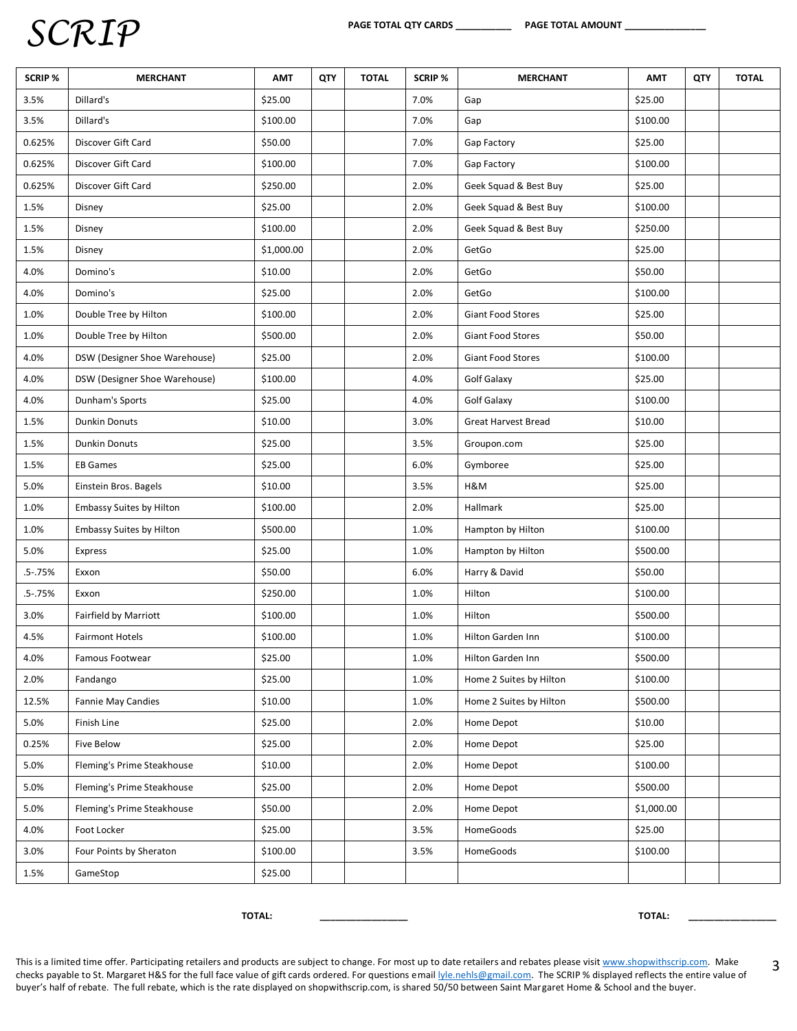# SCRIP

**PAGE TOTAL QTY CARDS** __________ **PAGE TOTAL AMOUNT** _______________

| SCRIP % | MERCHANT | AMT | QTY | TOTAL | SCRIP % | MERCHANT | AMT | QTY | TOTAL |
|---|---|---|---|---|---|---|---|---|---|
| 3.5% | Dillard's | $25.00 | | | 7.0% | Gap | $25.00 | | |
| 3.5% | Dillard's | $100.00 | | | 7.0% | Gap | $100.00 | | |
| 0.625% | Discover Gift Card | $50.00 | | | 7.0% | Gap Factory | $25.00 | | |
| 0.625% | Discover Gift Card | $100.00 | | | 7.0% | Gap Factory | $100.00 | | |
| 0.625% | Discover Gift Card | $250.00 | | | 2.0% | Geek Squad & Best Buy | $25.00 | | |
| 1.5% | Disney | $25.00 | | | 2.0% | Geek Squad & Best Buy | $100.00 | | |
| 1.5% | Disney | $100.00 | | | 2.0% | Geek Squad & Best Buy | $250.00 | | |
| 1.5% | Disney | $1,000.00 | | | 2.0% | GetGo | $25.00 | | |
| 4.0% | Domino's | $10.00 | | | 2.0% | GetGo | $50.00 | | |
| 4.0% | Domino's | $25.00 | | | 2.0% | GetGo | $100.00 | | |
| 1.0% | Double Tree by Hilton | $100.00 | | | 2.0% | Giant Food Stores | $25.00 | | |
| 1.0% | Double Tree by Hilton | $500.00 | | | 2.0% | Giant Food Stores | $50.00 | | |
| 4.0% | DSW (Designer Shoe Warehouse) | $25.00 | | | 2.0% | Giant Food Stores | $100.00 | | |
| 4.0% | DSW (Designer Shoe Warehouse) | $100.00 | | | 4.0% | Golf Galaxy | $25.00 | | |
| 4.0% | Dunham's Sports | $25.00 | | | 4.0% | Golf Galaxy | $100.00 | | |
| 1.5% | Dunkin Donuts | $10.00 | | | 3.0% | Great Harvest Bread | $10.00 | | |
| 1.5% | Dunkin Donuts | $25.00 | | | 3.5% | Groupon.com | $25.00 | | |
| 1.5% | EB Games | $25.00 | | | 6.0% | Gymboree | $25.00 | | |
| 5.0% | Einstein Bros. Bagels | $10.00 | | | 3.5% | H&M | $25.00 | | |
| 1.0% | Embassy Suites by Hilton | $100.00 | | | 2.0% | Hallmark | $25.00 | | |
| 1.0% | Embassy Suites by Hilton | $500.00 | | | 1.0% | Hampton by Hilton | $100.00 | | |
| 5.0% | Express | $25.00 | | | 1.0% | Hampton by Hilton | $500.00 | | |
| .5-.75% | Exxon | $50.00 | | | 6.0% | Harry & David | $50.00 | | |
| .5-.75% | Exxon | $250.00 | | | 1.0% | Hilton | $100.00 | | |
| 3.0% | Fairfield by Marriott | $100.00 | | | 1.0% | Hilton | $500.00 | | |
| 4.5% | Fairmont Hotels | $100.00 | | | 1.0% | Hilton Garden Inn | $100.00 | | |
| 4.0% | Famous Footwear | $25.00 | | | 1.0% | Hilton Garden Inn | $500.00 | | |
| 2.0% | Fandango | $25.00 | | | 1.0% | Home 2 Suites by Hilton | $100.00 | | |
| 12.5% | Fannie May Candies | $10.00 | | | 1.0% | Home 2 Suites by Hilton | $500.00 | | |
| 5.0% | Finish Line | $25.00 | | | 2.0% | Home Depot | $10.00 | | |
| 0.25% | Five Below | $25.00 | | | 2.0% | Home Depot | $25.00 | | |
| 5.0% | Fleming's Prime Steakhouse | $10.00 | | | 2.0% | Home Depot | $100.00 | | |
| 5.0% | Fleming's Prime Steakhouse | $25.00 | | | 2.0% | Home Depot | $500.00 | | |
| 5.0% | Fleming's Prime Steakhouse | $50.00 | | | 2.0% | Home Depot | $1,000.00 | | |
| 4.0% | Foot Locker | $25.00 | | | 3.5% | HomeGoods | $25.00 | | |
| 3.0% | Four Points by Sheraton | $100.00 | | | 3.5% | HomeGoods | $100.00 | | |
| 1.5% | GameStop | $25.00 | | | | | | | |

**TOTAL:** _______________ **TOTAL:** _______________

This is a limited time offer. Participating retailers and products are subject to change. For most up to date retailers and rebates please visit www.shopwithscrip.com. Make checks payable to St. Margaret H&S for the full face value of gift cards ordered. For questions email lyle.nehls@gmail.com. The SCRIP % displayed reflects the entire value of buyer's half of rebate. The full rebate, which is the rate displayed on shopwithscrip.com, is shared 50/50 between Saint Margaret Home & School and the buyer.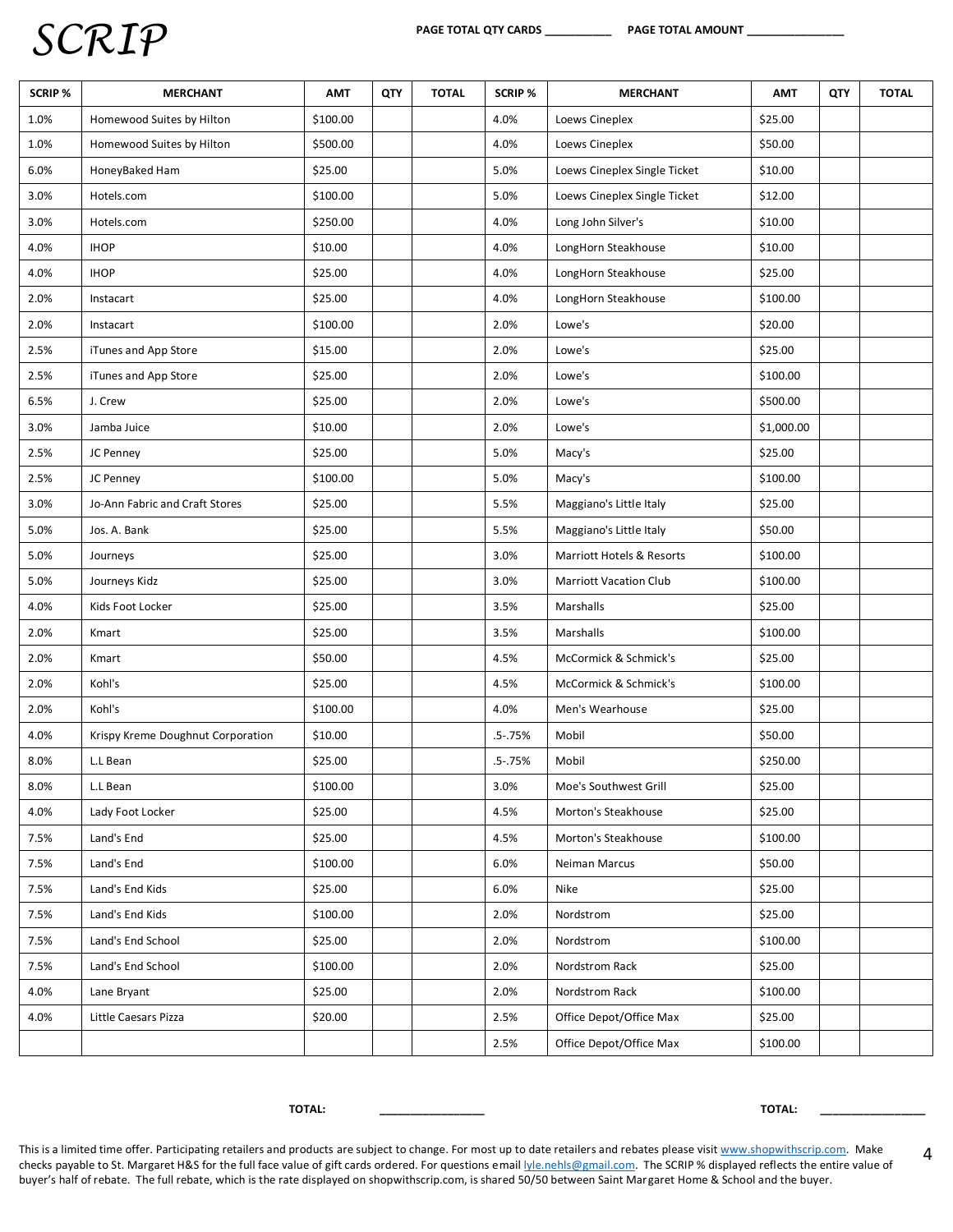# SCRIP

**PAGE TOTAL QTY CARDS** __________ **PAGE TOTAL AMOUNT** _______________

| SCRIP % | MERCHANT | AMT | QTY | TOTAL | SCRIP % | MERCHANT | AMT | QTY | TOTAL |
|---|---|---|---|---|---|---|---|---|---|
| 1.0% | Homewood Suites by Hilton | $100.00 | | | 4.0% | Loews Cineplex | $25.00 | | |
| 1.0% | Homewood Suites by Hilton | $500.00 | | | 4.0% | Loews Cineplex | $50.00 | | |
| 6.0% | HoneyBaked Ham | $25.00 | | | 5.0% | Loews Cineplex Single Ticket | $10.00 | | |
| 3.0% | Hotels.com | $100.00 | | | 5.0% | Loews Cineplex Single Ticket | $12.00 | | |
| 3.0% | Hotels.com | $250.00 | | | 4.0% | Long John Silver's | $10.00 | | |
| 4.0% | IHOP | $10.00 | | | 4.0% | LongHorn Steakhouse | $10.00 | | |
| 4.0% | IHOP | $25.00 | | | 4.0% | LongHorn Steakhouse | $25.00 | | |
| 2.0% | Instacart | $25.00 | | | 4.0% | LongHorn Steakhouse | $100.00 | | |
| 2.0% | Instacart | $100.00 | | | 2.0% | Lowe's | $20.00 | | |
| 2.5% | iTunes and App Store | $15.00 | | | 2.0% | Lowe's | $25.00 | | |
| 2.5% | iTunes and App Store | $25.00 | | | 2.0% | Lowe's | $100.00 | | |
| 6.5% | J. Crew | $25.00 | | | 2.0% | Lowe's | $500.00 | | |
| 3.0% | Jamba Juice | $10.00 | | | 2.0% | Lowe's | $1,000.00 | | |
| 2.5% | JC Penney | $25.00 | | | 5.0% | Macy's | $25.00 | | |
| 2.5% | JC Penney | $100.00 | | | 5.0% | Macy's | $100.00 | | |
| 3.0% | Jo-Ann Fabric and Craft Stores | $25.00 | | | 5.5% | Maggiano's Little Italy | $25.00 | | |
| 5.0% | Jos. A. Bank | $25.00 | | | 5.5% | Maggiano's Little Italy | $50.00 | | |
| 5.0% | Journeys | $25.00 | | | 3.0% | Marriott Hotels & Resorts | $100.00 | | |
| 5.0% | Journeys Kidz | $25.00 | | | 3.0% | Marriott Vacation Club | $100.00 | | |
| 4.0% | Kids Foot Locker | $25.00 | | | 3.5% | Marshalls | $25.00 | | |
| 2.0% | Kmart | $25.00 | | | 3.5% | Marshalls | $100.00 | | |
| 2.0% | Kmart | $50.00 | | | 4.5% | McCormick & Schmick's | $25.00 | | |
| 2.0% | Kohl's | $25.00 | | | 4.5% | McCormick & Schmick's | $100.00 | | |
| 2.0% | Kohl's | $100.00 | | | 4.0% | Men's Wearhouse | $25.00 | | |
| 4.0% | Krispy Kreme Doughnut Corporation | $10.00 | | | .5-.75% | Mobil | $50.00 | | |
| 8.0% | L.L Bean | $25.00 | | | .5-.75% | Mobil | $250.00 | | |
| 8.0% | L.L Bean | $100.00 | | | 3.0% | Moe's Southwest Grill | $25.00 | | |
| 4.0% | Lady Foot Locker | $25.00 | | | 4.5% | Morton's Steakhouse | $25.00 | | |
| 7.5% | Land's End | $25.00 | | | 4.5% | Morton's Steakhouse | $100.00 | | |
| 7.5% | Land's End | $100.00 | | | 6.0% | Neiman Marcus | $50.00 | | |
| 7.5% | Land's End Kids | $25.00 | | | 6.0% | Nike | $25.00 | | |
| 7.5% | Land's End Kids | $100.00 | | | 2.0% | Nordstrom | $25.00 | | |
| 7.5% | Land's End School | $25.00 | | | 2.0% | Nordstrom | $100.00 | | |
| 7.5% | Land's End School | $100.00 | | | 2.0% | Nordstrom Rack | $25.00 | | |
| 4.0% | Lane Bryant | $25.00 | | | 2.0% | Nordstrom Rack | $100.00 | | |
| 4.0% | Little Caesars Pizza | $20.00 | | | 2.5% | Office Depot/Office Max | $25.00 | | |
| | | | | | 2.5% | Office Depot/Office Max | $100.00 | | |

**TOTAL:** ________________ **TOTAL:** ________________

This is a limited time offer. Participating retailers and products are subject to change. For most up to date retailers and rebates please visit www.shopwithscrip.com. Make checks payable to St. Margaret H&S for the full face value of gift cards ordered. For questions email lyle.nehls@gmail.com. The SCRIP % displayed reflects the entire value of buyer's half of rebate. The full rebate, which is the rate displayed on shopwithscrip.com, is shared 50/50 between Saint Margaret Home & School and the buyer.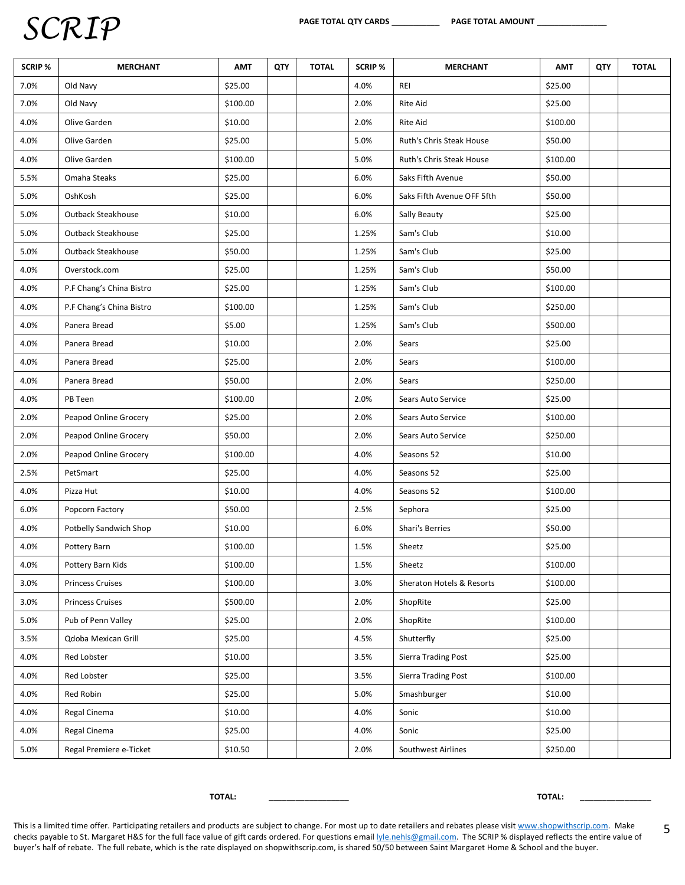# SCRIP

PAGE TOTAL QTY CARDS __________ PAGE TOTAL AMOUNT ______________

| SCRIP % | MERCHANT | AMT | QTY | TOTAL | SCRIP % | MERCHANT | AMT | QTY | TOTAL |
|---|---|---|---|---|---|---|---|---|---|
| 7.0% | Old Navy | $25.00 | | | 4.0% | REI | $25.00 | | |
| 7.0% | Old Navy | $100.00 | | | 2.0% | Rite Aid | $25.00 | | |
| 4.0% | Olive Garden | $10.00 | | | 2.0% | Rite Aid | $100.00 | | |
| 4.0% | Olive Garden | $25.00 | | | 5.0% | Ruth's Chris Steak House | $50.00 | | |
| 4.0% | Olive Garden | $100.00 | | | 5.0% | Ruth's Chris Steak House | $100.00 | | |
| 5.5% | Omaha Steaks | $25.00 | | | 6.0% | Saks Fifth Avenue | $50.00 | | |
| 5.0% | OshKosh | $25.00 | | | 6.0% | Saks Fifth Avenue OFF 5fth | $50.00 | | |
| 5.0% | Outback Steakhouse | $10.00 | | | 6.0% | Sally Beauty | $25.00 | | |
| 5.0% | Outback Steakhouse | $25.00 | | | 1.25% | Sam's Club | $10.00 | | |
| 5.0% | Outback Steakhouse | $50.00 | | | 1.25% | Sam's Club | $25.00 | | |
| 4.0% | Overstock.com | $25.00 | | | 1.25% | Sam's Club | $50.00 | | |
| 4.0% | P.F Chang's China Bistro | $25.00 | | | 1.25% | Sam's Club | $100.00 | | |
| 4.0% | P.F Chang's China Bistro | $100.00 | | | 1.25% | Sam's Club | $250.00 | | |
| 4.0% | Panera Bread | $5.00 | | | 1.25% | Sam's Club | $500.00 | | |
| 4.0% | Panera Bread | $10.00 | | | 2.0% | Sears | $25.00 | | |
| 4.0% | Panera Bread | $25.00 | | | 2.0% | Sears | $100.00 | | |
| 4.0% | Panera Bread | $50.00 | | | 2.0% | Sears | $250.00 | | |
| 4.0% | PB Teen | $100.00 | | | 2.0% | Sears Auto Service | $25.00 | | |
| 2.0% | Peapod Online Grocery | $25.00 | | | 2.0% | Sears Auto Service | $100.00 | | |
| 2.0% | Peapod Online Grocery | $50.00 | | | 2.0% | Sears Auto Service | $250.00 | | |
| 2.0% | Peapod Online Grocery | $100.00 | | | 4.0% | Seasons 52 | $10.00 | | |
| 2.5% | PetSmart | $25.00 | | | 4.0% | Seasons 52 | $25.00 | | |
| 4.0% | Pizza Hut | $10.00 | | | 4.0% | Seasons 52 | $100.00 | | |
| 6.0% | Popcorn Factory | $50.00 | | | 2.5% | Sephora | $25.00 | | |
| 4.0% | Potbelly Sandwich Shop | $10.00 | | | 6.0% | Shari's Berries | $50.00 | | |
| 4.0% | Pottery Barn | $100.00 | | | 1.5% | Sheetz | $25.00 | | |
| 4.0% | Pottery Barn Kids | $100.00 | | | 1.5% | Sheetz | $100.00 | | |
| 3.0% | Princess Cruises | $100.00 | | | 3.0% | Sheraton Hotels & Resorts | $100.00 | | |
| 3.0% | Princess Cruises | $500.00 | | | 2.0% | ShopRite | $25.00 | | |
| 5.0% | Pub of Penn Valley | $25.00 | | | 2.0% | ShopRite | $100.00 | | |
| 3.5% | Qdoba Mexican Grill | $25.00 | | | 4.5% | Shutterfly | $25.00 | | |
| 4.0% | Red Lobster | $10.00 | | | 3.5% | Sierra Trading Post | $25.00 | | |
| 4.0% | Red Lobster | $25.00 | | | 3.5% | Sierra Trading Post | $100.00 | | |
| 4.0% | Red Robin | $25.00 | | | 5.0% | Smashburger | $10.00 | | |
| 4.0% | Regal Cinema | $10.00 | | | 4.0% | Sonic | $10.00 | | |
| 4.0% | Regal Cinema | $25.00 | | | 4.0% | Sonic | $25.00 | | |
| 5.0% | Regal Premiere e-Ticket | $10.50 | | | 2.0% | Southwest Airlines | $250.00 | | |

TOTAL: _______________ TOTAL: ______________

This is a limited time offer. Participating retailers and products are subject to change. For most up to date retailers and rebates please visit www.shopwithscrip.com. Make checks payable to St. Margaret H&S for the full face value of gift cards ordered. For questions email lyle.nehls@gmail.com. The SCRIP % displayed reflects the entire value of buyer's half of rebate. The full rebate, which is the rate displayed on shopwithscrip.com, is shared 50/50 between Saint Margaret Home & School and the buyer.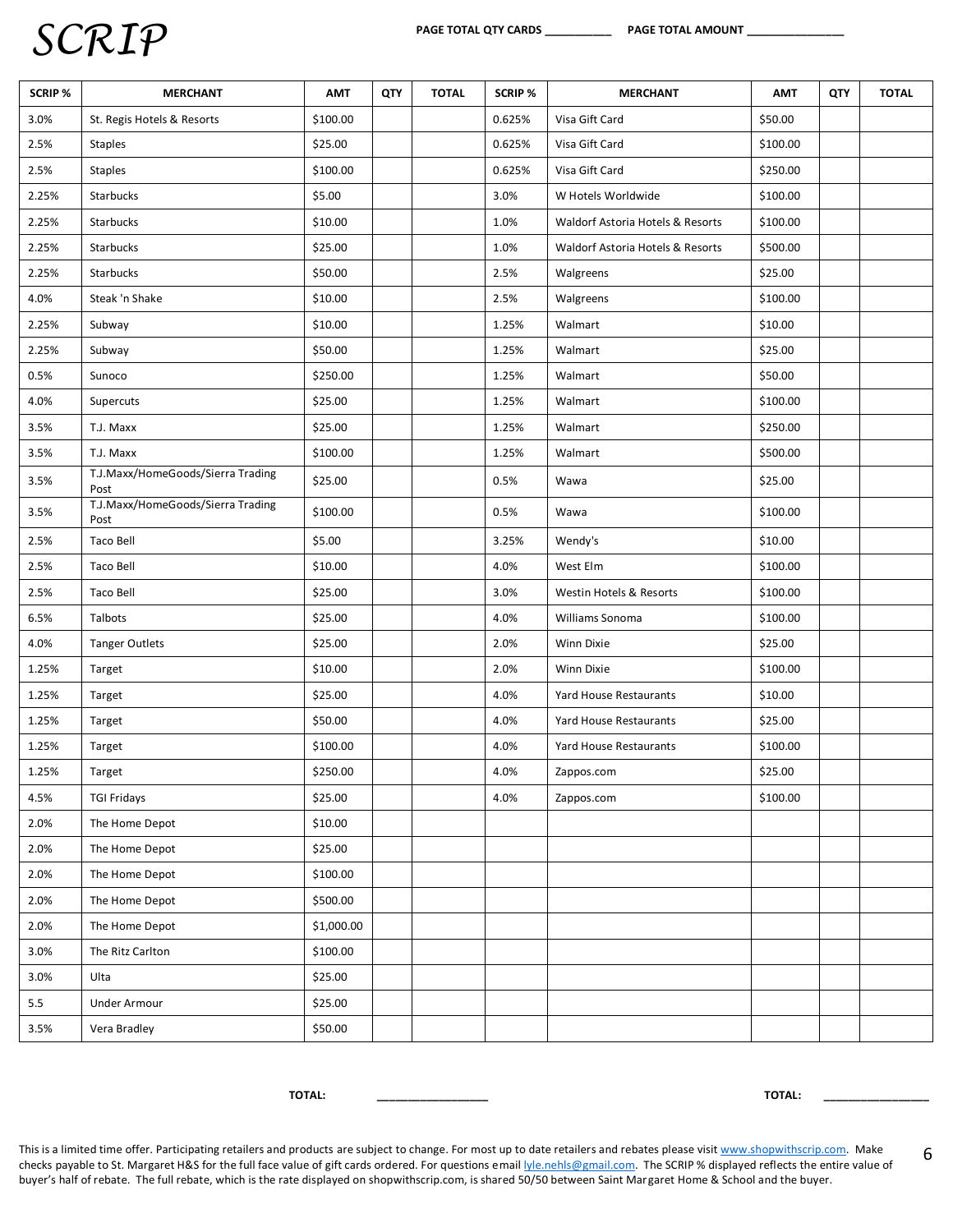# SCRIP

**PAGE TOTAL QTY CARDS** __________ **PAGE TOTAL AMOUNT** _______________

| SCRIP % | MERCHANT | AMT | QTY | TOTAL | SCRIP % | MERCHANT | AMT | QTY | TOTAL |
|---|---|---|---|---|---|---|---|---|---|
| 3.0% | St. Regis Hotels & Resorts | $100.00 | | | 0.625% | Visa Gift Card | $50.00 | | |
| 2.5% | Staples | $25.00 | | | 0.625% | Visa Gift Card | $100.00 | | |
| 2.5% | Staples | $100.00 | | | 0.625% | Visa Gift Card | $250.00 | | |
| 2.25% | Starbucks | $5.00 | | | 3.0% | W Hotels Worldwide | $100.00 | | |
| 2.25% | Starbucks | $10.00 | | | 1.0% | Waldorf Astoria Hotels & Resorts | $100.00 | | |
| 2.25% | Starbucks | $25.00 | | | 1.0% | Waldorf Astoria Hotels & Resorts | $500.00 | | |
| 2.25% | Starbucks | $50.00 | | | 2.5% | Walgreens | $25.00 | | |
| 4.0% | Steak 'n Shake | $10.00 | | | 2.5% | Walgreens | $100.00 | | |
| 2.25% | Subway | $10.00 | | | 1.25% | Walmart | $10.00 | | |
| 2.25% | Subway | $50.00 | | | 1.25% | Walmart | $25.00 | | |
| 0.5% | Sunoco | $250.00 | | | 1.25% | Walmart | $50.00 | | |
| 4.0% | Supercuts | $25.00 | | | 1.25% | Walmart | $100.00 | | |
| 3.5% | T.J. Maxx | $25.00 | | | 1.25% | Walmart | $250.00 | | |
| 3.5% | T.J. Maxx | $100.00 | | | 1.25% | Walmart | $500.00 | | |
| 3.5% | T.J.Maxx/HomeGoods/Sierra Trading Post | $25.00 | | | 0.5% | Wawa | $25.00 | | |
| 3.5% | T.J.Maxx/HomeGoods/Sierra Trading Post | $100.00 | | | 0.5% | Wawa | $100.00 | | |
| 2.5% | Taco Bell | $5.00 | | | 3.25% | Wendy's | $10.00 | | |
| 2.5% | Taco Bell | $10.00 | | | 4.0% | West Elm | $100.00 | | |
| 2.5% | Taco Bell | $25.00 | | | 3.0% | Westin Hotels & Resorts | $100.00 | | |
| 6.5% | Talbots | $25.00 | | | 4.0% | Williams Sonoma | $100.00 | | |
| 4.0% | Tanger Outlets | $25.00 | | | 2.0% | Winn Dixie | $25.00 | | |
| 1.25% | Target | $10.00 | | | 2.0% | Winn Dixie | $100.00 | | |
| 1.25% | Target | $25.00 | | | 4.0% | Yard House Restaurants | $10.00 | | |
| 1.25% | Target | $50.00 | | | 4.0% | Yard House Restaurants | $25.00 | | |
| 1.25% | Target | $100.00 | | | 4.0% | Yard House Restaurants | $100.00 | | |
| 1.25% | Target | $250.00 | | | 4.0% | Zappos.com | $25.00 | | |
| 4.5% | TGI Fridays | $25.00 | | | 4.0% | Zappos.com | $100.00 | | |
| 2.0% | The Home Depot | $10.00 | | | | | | | |
| 2.0% | The Home Depot | $25.00 | | | | | | | |
| 2.0% | The Home Depot | $100.00 | | | | | | | |
| 2.0% | The Home Depot | $500.00 | | | | | | | |
| 2.0% | The Home Depot | $1,000.00 | | | | | | | |
| 3.0% | The Ritz Carlton | $100.00 | | | | | | | |
| 3.0% | Ulta | $25.00 | | | | | | | |
| 5.5 | Under Armour | $25.00 | | | | | | | |
| 3.5% | Vera Bradley | $50.00 | | | | | | | |

**TOTAL:** _________________ **TOTAL:** ________________

This is a limited time offer. Participating retailers and products are subject to change. For most up to date retailers and rebates please visit www.shopwithscrip.com. Make checks payable to St. Margaret H&S for the full face value of gift cards ordered. For questions email lyle.nehls@gmail.com. The SCRIP % displayed reflects the entire value of buyer's half of rebate. The full rebate, which is the rate displayed on shopwithscrip.com, is shared 50/50 between Saint Margaret Home & School and the buyer.